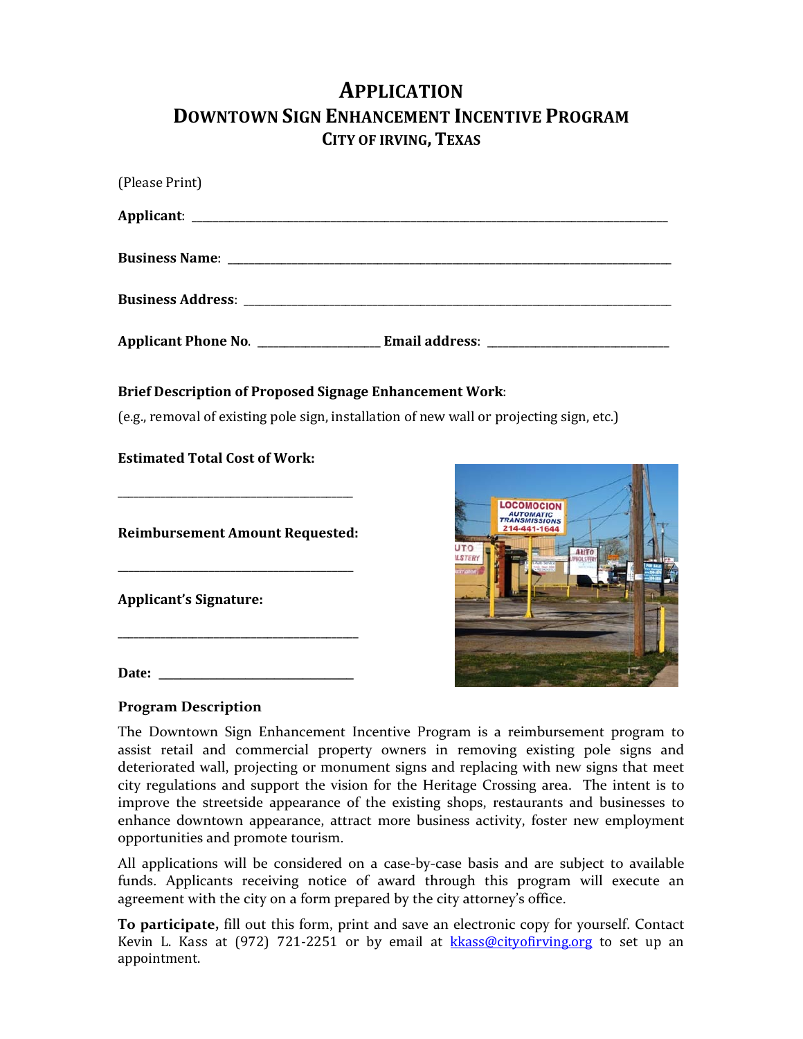# APPLICATION

## DOWNTOWN SIGN ENHANCEMENT INCENTIVE PROGRAM

### CITY OF IRVING, TEXAS

(Please Print)

**Applicant**: ______________________________________________________________

**Business Name**: ___________________________________________________________

**Business Address**: _________________________________________________________

**Applicant Phone No**. ___________________ **Email address**: __________________________

**Brief Description of Proposed Signage Enhancement Work**:

(e.g., removal of existing pole sign, installation of new wall or projecting sign, etc.)

**Estimated Total Cost of Work:**

______________________________________

**Reimbursement Amount Requested:**

______________________________________

**Applicant's Signature:**

______________________________________

**Date:** ___________________________

**Program Description**

The Downtown Sign Enhancement Incentive Program is a reimbursement program to assist retail and commercial property owners in removing existing pole signs and deteriorated wall, projecting or monument signs and replacing with new signs that meet city regulations and support the vision for the Heritage Crossing area. The intent is to improve the streetside appearance of the existing shops, restaurants and businesses to enhance downtown appearance, attract more business activity, foster new employment opportunities and promote tourism.

All applications will be considered on a case-by-case basis and are subject to available funds. Applicants receiving notice of award through this program will execute an agreement with the city on a form prepared by the city attorney's office.

**To participate,** fill out this form, print and save an electronic copy for yourself. Contact Kevin L. Kass at (972) 721-2251 or by email at kkass@cityofirving.org to set up an appointment.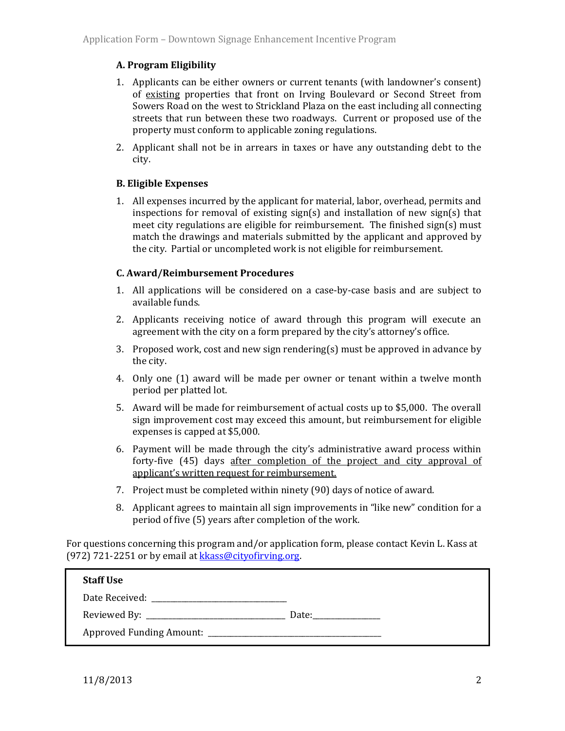### A. Program Eligibility

1. Applicants can be either owners or current tenants (with landowner's consent) of existing properties that front on Irving Boulevard or Second Street from Sowers Road on the west to Strickland Plaza on the east including all connecting streets that run between these two roadways. Current or proposed use of the property must conform to applicable zoning regulations.
2. Applicant shall not be in arrears in taxes or have any outstanding debt to the city.

### B. Eligible Expenses

1. All expenses incurred by the applicant for material, labor, overhead, permits and inspections for removal of existing sign(s) and installation of new sign(s) that meet city regulations are eligible for reimbursement. The finished sign(s) must match the drawings and materials submitted by the applicant and approved by the city. Partial or uncompleted work is not eligible for reimbursement.

### C. Award/Reimbursement Procedures

1. All applications will be considered on a case-by-case basis and are subject to available funds.
2. Applicants receiving notice of award through this program will execute an agreement with the city on a form prepared by the city's attorney's office.
3. Proposed work, cost and new sign rendering(s) must be approved in advance by the city.
4. Only one (1) award will be made per owner or tenant within a twelve month period per platted lot.
5. Award will be made for reimbursement of actual costs up to $5,000. The overall sign improvement cost may exceed this amount, but reimbursement for eligible expenses is capped at $5,000.
6. Payment will be made through the city's administrative award process within forty-five (45) days after completion of the project and city approval of applicant's written request for reimbursement.
7. Project must be completed within ninety (90) days of notice of award.
8. Applicant agrees to maintain all sign improvements in "like new" condition for a period of five (5) years after completion of the work.

For questions concerning this program and/or application form, please contact Kevin L. Kass at (972) 721-2251 or by email at kkass@cityofirving.org.

**Staff Use**

Date Received: ______________________________

Reviewed By: ______________________________ Date: ______________

Approved Funding Amount: ________________________________________